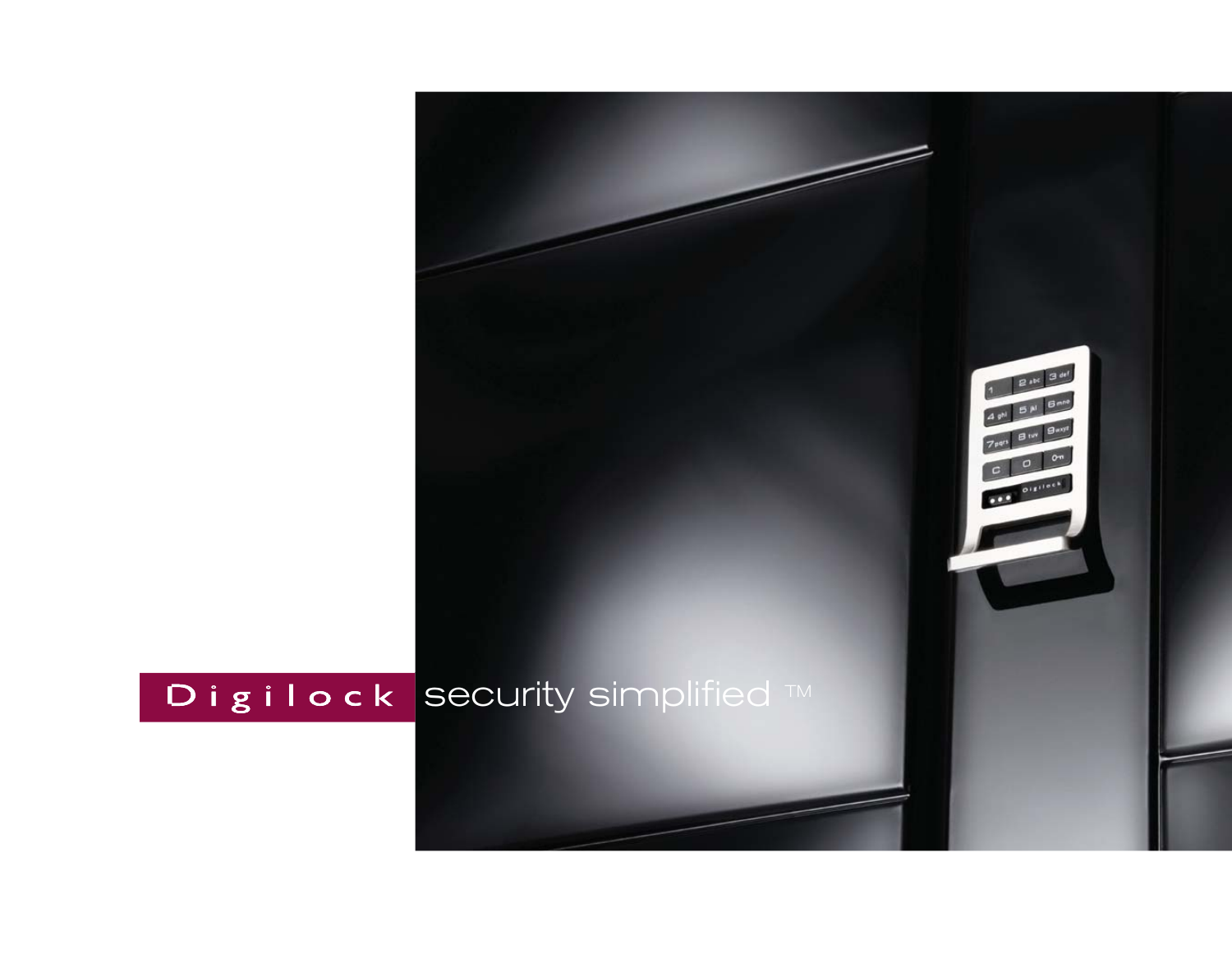Digilock security simplified ™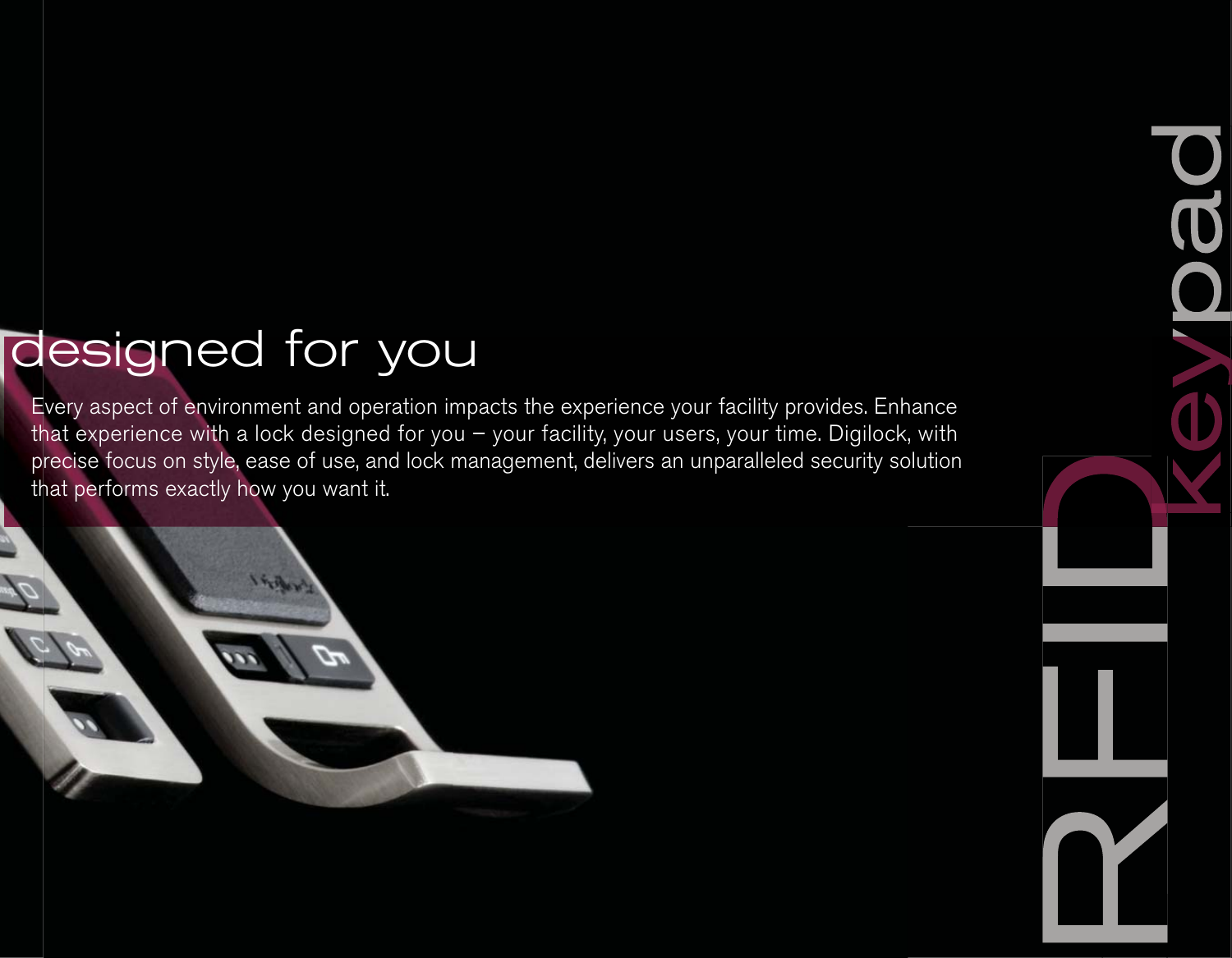# designed for you

Every aspect of environment and operation impacts the experience your facility provides. Enhance that experience with a lock designed for you – your facility, your users, your time. Digilock, with precise focus on style, ease of use, and lock management, delivers an unparalleled security solution that performs exactly how you want it.

RFID

keypad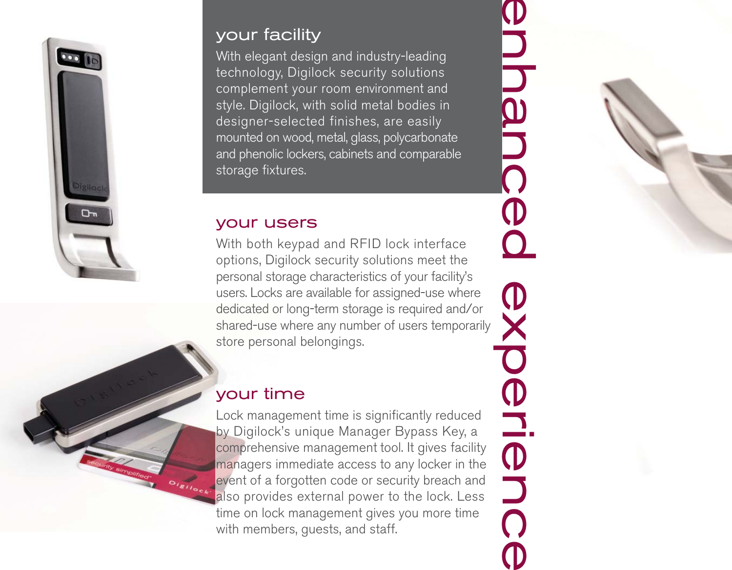# enhanced experience

## your facility

With elegant design and industry-leading technology, Digilock security solutions complement your room environment and style. Digilock, with solid metal bodies in designer-selected finishes, are easily mounted on wood, metal, glass, polycarbonate and phenolic lockers, cabinets and comparable storage fixtures.

## your users

With both keypad and RFID lock interface options, Digilock security solutions meet the personal storage characteristics of your facility's users. Locks are available for assigned-use where dedicated or long-term storage is required and/or shared-use where any number of users temporarily store personal belongings.

## your time

Lock management time is significantly reduced by Digilock's unique Manager Bypass Key, a comprehensive management tool. It gives facility managers immediate access to any locker in the event of a forgotten code or security breach and also provides external power to the lock. Less time on lock management gives you more time with members, guests, and staff.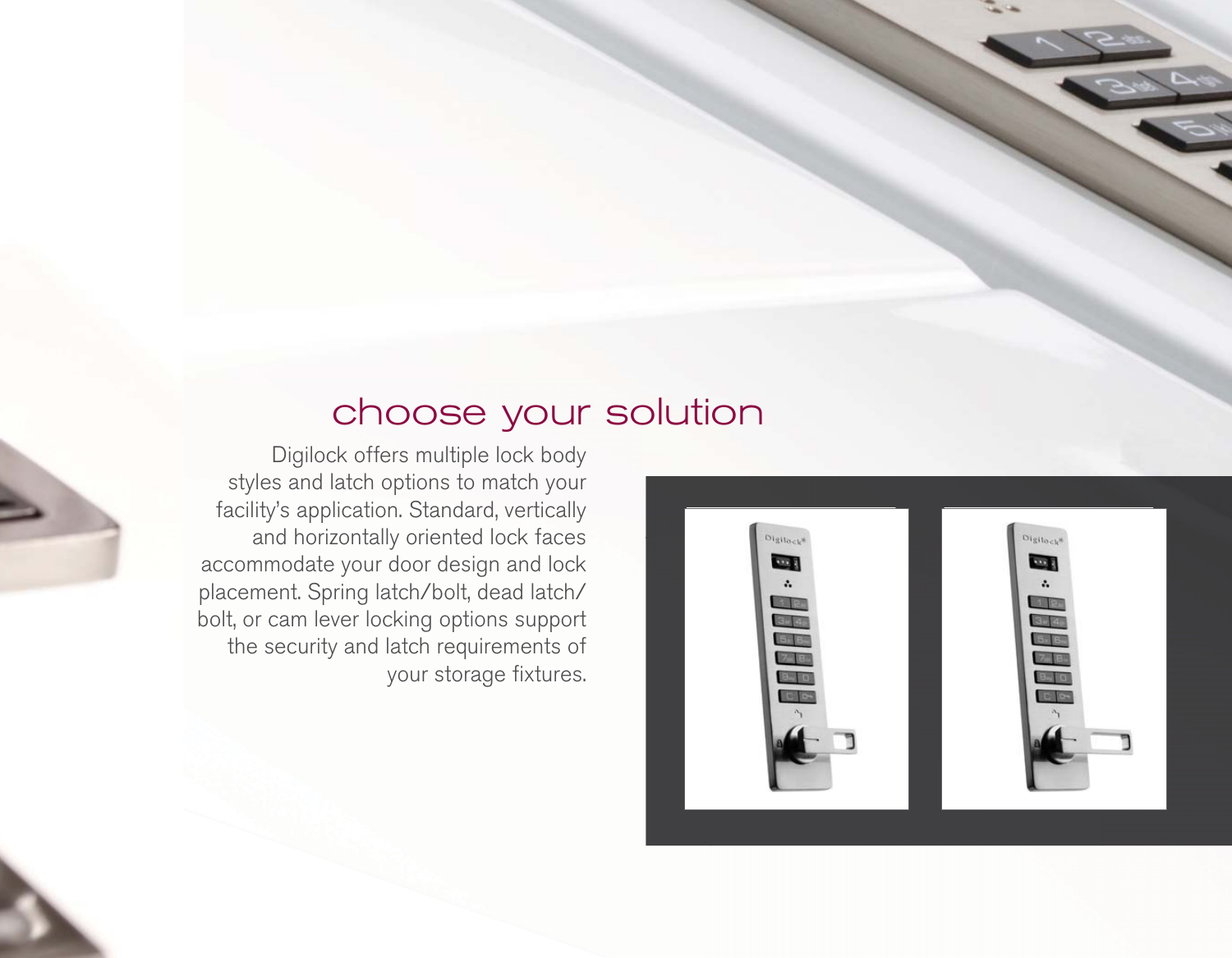## choose your solution

Digilock offers multiple lock body styles and latch options to match your facility's application. Standard, vertically and horizontally oriented lock faces accommodate your door design and lock placement. Spring latch/bolt, dead latch/bolt, or cam lever locking options support the security and latch requirements of your storage fixtures.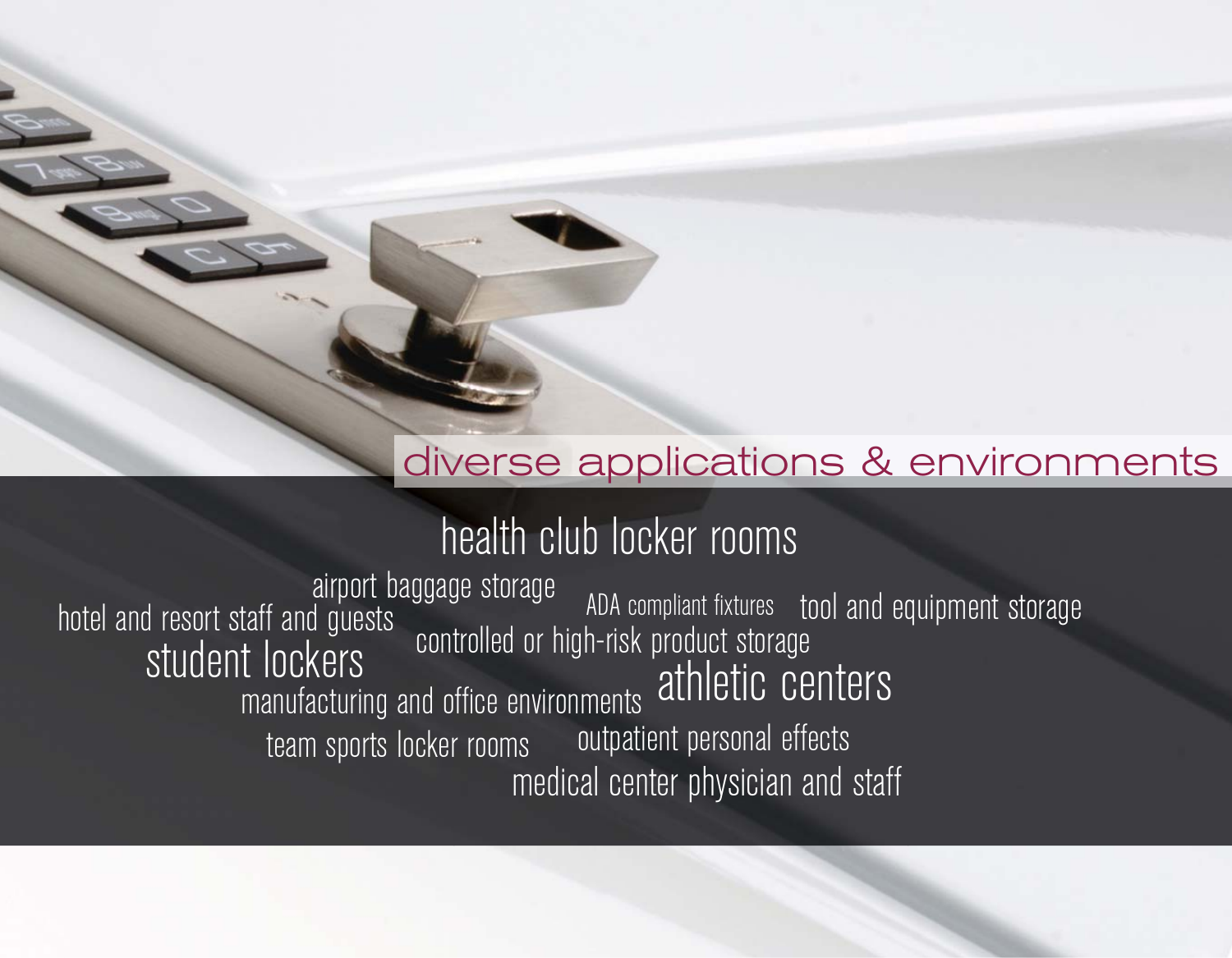## diverse applications & environments

health club locker rooms

airport baggage storage

ADA compliant fixtures

tool and equipment storage

hotel and resort staff and guests

controlled or high-risk product storage

student lockers

manufacturing and office environments

athletic centers

team sports locker rooms

outpatient personal effects

medical center physician and staff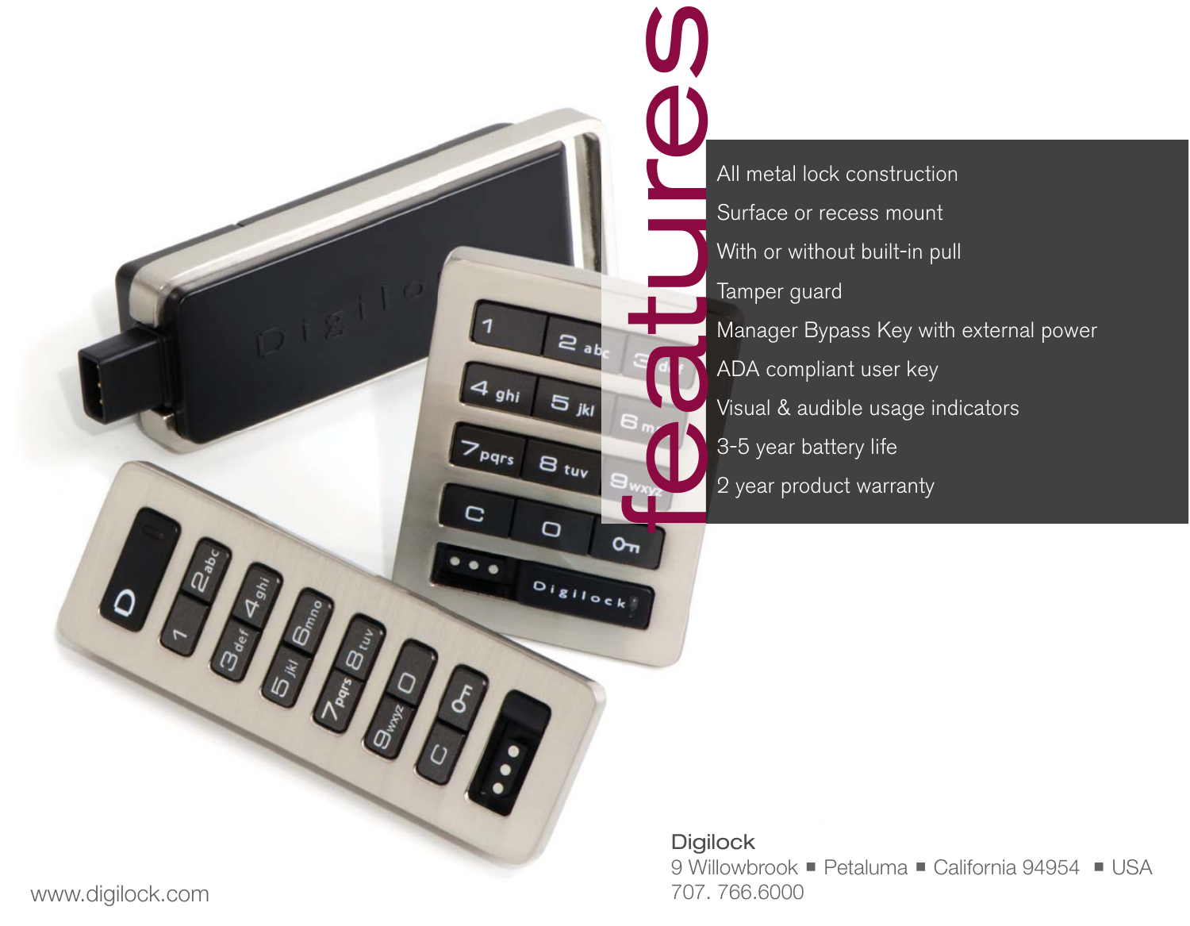# features

- All metal lock construction
- Surface or recess mount
- With or without built-in pull
- Tamper guard
- Manager Bypass Key with external power
- ADA compliant user key
- Visual & audible usage indicators
- 3-5 year battery life
- 2 year product warranty

Digilock
9 Willowbrook ■ Petaluma ■ California 94954 ■ USA
707. 766.6000

www.digilock.com